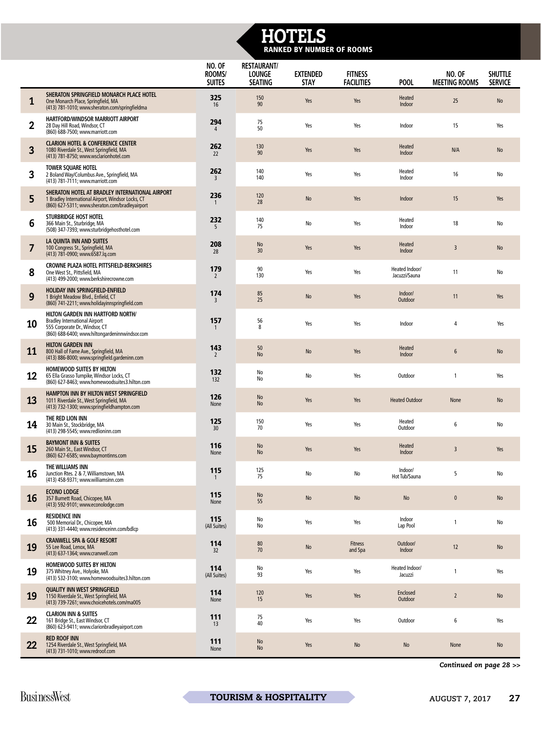# HOTELS

## RANKED BY NUMBER OF ROOMS

| | | NO. OF ROOMS/ SUITES | RESTAURANT/ LOUNGE SEATING | EXTENDED STAY | FITNESS FACILITIES | POOL | NO. OF MEETING ROOMS | SHUTTLE SERVICE |
|---|---|---|---|---|---|---|---|---|
| 1 | **SHERATON SPRINGFIELD MONARCH PLACE HOTEL** One Monarch Place, Springfield, MA (413) 781-1010; www.sheraton.com/springfieldma | **325** 16 | 150 90 | Yes | Yes | Heated Indoor | 25 | No |
| 2 | **HARTFORD/WINDSOR MARRIOTT AIRPORT** 28 Day Hill Road, Windsor, CT (860) 688-7500; www.marriott.com | **294** 4 | 75 50 | Yes | Yes | Indoor | 15 | Yes |
| 3 | **CLARION HOTEL & CONFERENCE CENTER** 1080 Riverdale St., West Springfield, MA (413) 781-8750; www.wsclarionhotel.com | **262** 22 | 130 90 | Yes | Yes | Heated Indoor | N/A | No |
| 3 | **TOWER SQUARE HOTEL** 2 Boland Way/Columbus Ave., Springfield, MA (413) 781-7111; www.marriott.com | **262** 3 | 140 140 | Yes | Yes | Heated Indoor | 16 | No |
| 5 | **SHERATON HOTEL AT BRADLEY INTERNATIONAL AIRPORT** 1 Bradley International Airport, Windsor Locks, CT (860) 627-5311; www.sheraton.com/bradleyairport | **236** 1 | 120 28 | No | Yes | Indoor | 15 | Yes |
| 6 | **STURBRIDGE HOST HOTEL** 366 Main St., Sturbridge, MA (508) 347-7393; www.sturbridgehosthotel.com | **232** 5 | 140 75 | No | Yes | Heated Indoor | 18 | No |
| 7 | **LA QUINTA INN AND SUITES** 100 Congress St., Springfield, MA (413) 781-0900; www.6587.lq.com | **208** 28 | No 30 | Yes | Yes | Heated Indoor | 3 | No |
| 8 | **CROWNE PLAZA HOTEL PITTSFIELD-BERKSHIRES** One West St., Pittsfield, MA (413) 499-2000; www.berkshirecrowne.com | **179** 2 | 90 130 | Yes | Yes | Heated Indoor/ Jacuzzi/Sauna | 11 | No |
| 9 | **HOLIDAY INN SPRINGFIELD-ENFIELD** 1 Bright Meadow Blvd., Enfield, CT (860) 741-2211; www.holidayinnspringfield.com | **174** 3 | 85 25 | No | Yes | Indoor/ Outdoor | 11 | Yes |
| 10 | **HILTON GARDEN INN HARTFORD NORTH/** Bradley International Airport 555 Corporate Dr., Windsor, CT (860) 688-6400; www.hiltongardeninnwindsor.com | **157** 1 | 56 8 | Yes | Yes | Indoor | 4 | Yes |
| 11 | **HILTON GARDEN INN** 800 Hall of Fame Ave., Springfield, MA (413) 886-8000; www.springfield.gardeninn.com | **143** 2 | 50 No | No | Yes | Heated Indoor | 6 | No |
| 12 | **HOMEWOOD SUITES BY HILTON** 65 Ella Grasso Turnpike, Windsor Locks, CT (860) 627-8463; www.homewoodsuites3.hilton.com | **132** 132 | No No | No | Yes | Outdoor | 1 | Yes |
| 13 | **HAMPTON INN BY HILTON WEST SPRINGFIELD** 1011 Riverdale St., West Springfield, MA (413) 732-1300; www.springfieldhampton.com | **126** None | No No | Yes | Yes | Heated Outdoor | None | No |
| 14 | **THE RED LION INN** 30 Main St., Stockbridge, MA (413) 298-5545; www.redlioninn.com | **125** 30 | 150 70 | Yes | Yes | Heated Outdoor | 6 | No |
| 15 | **BAYMONT INN & SUITES** 260 Main St., East Windsor, CT (860) 627-6585; www.baymontinns.com | **116** None | No No | Yes | Yes | Heated Indoor | 3 | Yes |
| 16 | **THE WILLIAMS INN** Junction Rtes. 2 & 7, Williamstown, MA (413) 458-9371; www.williamsinn.com | **115** 1 | 125 75 | No | No | Indoor/ Hot Tub/Sauna | 5 | No |
| 16 | **ECONO LODGE** 357 Burnett Road, Chicopee, MA (413) 592-9101; www.econolodge.com | **115** None | No 55 | No | No | No | 0 | No |
| 16 | **RESIDENCE INN** 500 Memorial Dr., Chicopee, MA (413) 331-4440; www.residenceinn.com/bdlcp | **115** (All Suites) | No No | Yes | Yes | Indoor Lap Pool | 1 | No |
| 19 | **CRANWELL SPA & GOLF RESORT** 55 Lee Road, Lenox, MA (413) 637-1364; www.cranwell.com | **114** 32 | 80 70 | No | Fitness and Spa | Outdoor/ Indoor | 12 | No |
| 19 | **HOMEWOOD SUITES BY HILTON** 375 Whitney Ave., Holyoke, MA (413) 532-3100; www.homewoodsuites3.hilton.com | **114** (All Suites) | No 93 | Yes | Yes | Heated Indoor/ Jacuzzi | 1 | Yes |
| 19 | **QUALITY INN WEST SPRINGFIELD** 1150 Riverdale St., West Springfield, MA (413) 739-7261; www.choicehotels.com/ma005 | **114** None | 120 15 | Yes | Yes | Enclosed Outdoor | 2 | No |
| 22 | **CLARION INN & SUITES** 161 Bridge St., East Windsor, CT (860) 623-9411; www.clarionbradleyairport.com | **111** 13 | 75 40 | Yes | Yes | Outdoor | 6 | Yes |
| 22 | **RED ROOF INN** 1254 Riverdale St., West Springfield, MA (413) 731-1010; www.redroof.com | **111** None | No No | Yes | No | No | None | No |

*Continued on page 28 >>*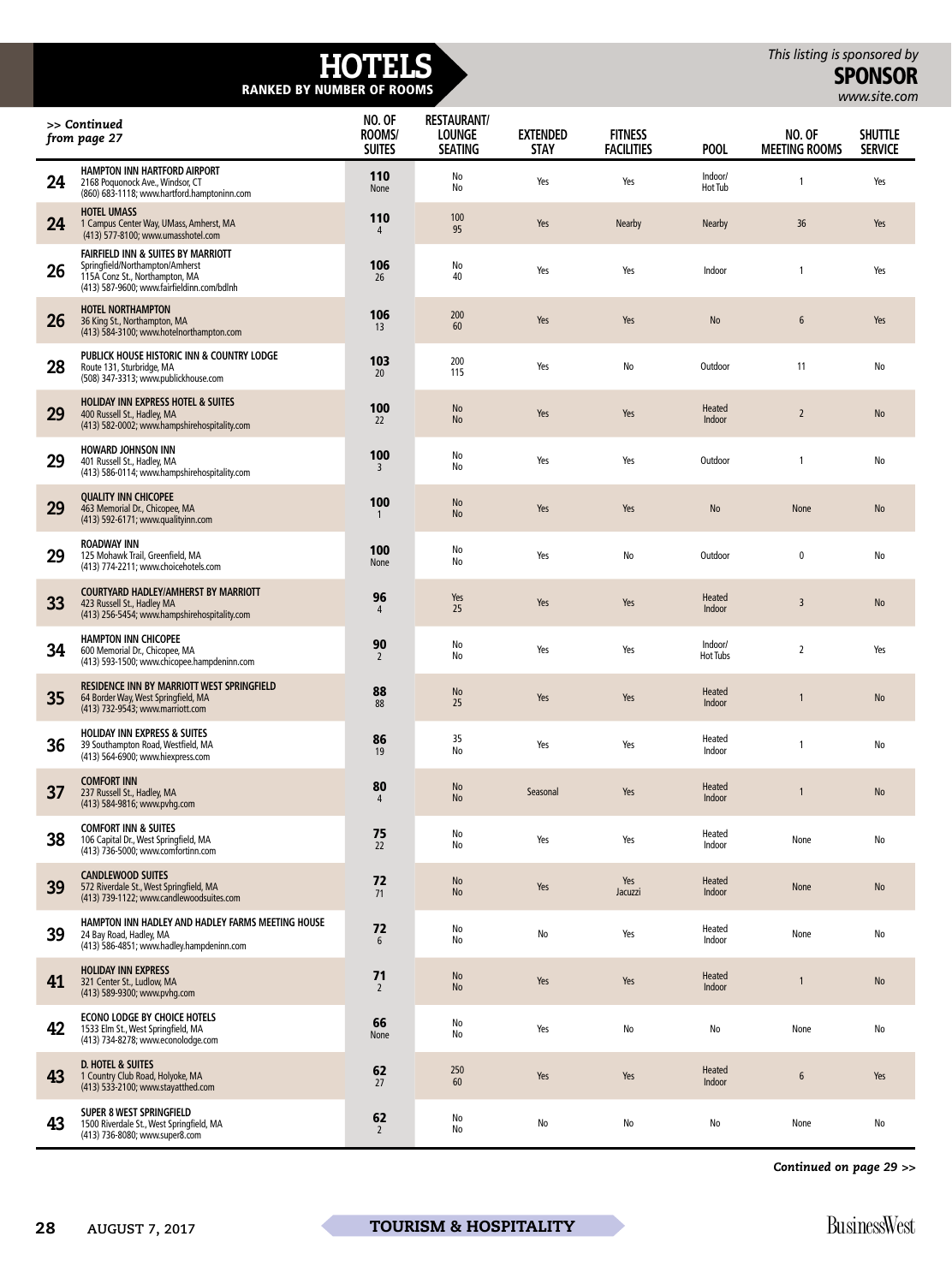# HOTELS

**RANKED BY NUMBER OF ROOMS**

*This listing is sponsored by* **SPONSOR** *www.site.com*

*>> Continued from page 27*

| Rank | Hotel | NO. OF ROOMS/ SUITES | RESTAURANT/ LOUNGE SEATING | EXTENDED STAY | FITNESS FACILITIES | POOL | NO. OF MEETING ROOMS | SHUTTLE SERVICE |
|---|---|---|---|---|---|---|---|---|
| 24 | **HAMPTON INN HARTFORD AIRPORT** 2168 Poquonock Ave., Windsor, CT (860) 683-1118; www.hartford.hamptoninn.com | **110** None | No No | Yes | Yes | Indoor/ Hot Tub | 1 | Yes |
| 24 | **HOTEL UMASS** 1 Campus Center Way, UMass, Amherst, MA (413) 577-8100; www.umasshotel.com | **110** 4 | 100 95 | Yes | Nearby | Nearby | 36 | Yes |
| 26 | **FAIRFIELD INN & SUITES BY MARRIOTT** Springfield/Northampton/Amherst 115A Conz St., Northampton, MA (413) 587-9600; www.fairfieldinn.com/bdlnh | **106** 26 | No 40 | Yes | Yes | Indoor | 1 | Yes |
| 26 | **HOTEL NORTHAMPTON** 36 King St., Northampton, MA (413) 584-3100; www.hotelnorthampton.com | **106** 13 | 200 60 | Yes | Yes | No | 6 | Yes |
| 28 | **PUBLICK HOUSE HISTORIC INN & COUNTRY LODGE** Route 131, Sturbridge, MA (508) 347-3313; www.publickhouse.com | **103** 20 | 200 115 | Yes | No | Outdoor | 11 | No |
| 29 | **HOLIDAY INN EXPRESS HOTEL & SUITES** 400 Russell St., Hadley, MA (413) 582-0002; www.hampshirehospitality.com | **100** 22 | No No | Yes | Yes | Heated Indoor | 2 | No |
| 29 | **HOWARD JOHNSON INN** 401 Russell St., Hadley, MA (413) 586-0114; www.hampshirehospitality.com | **100** 3 | No No | Yes | Yes | Outdoor | 1 | No |
| 29 | **QUALITY INN CHICOPEE** 463 Memorial Dr., Chicopee, MA (413) 592-6171; www.qualityinn.com | **100** 1 | No No | Yes | Yes | No | None | No |
| 29 | **ROADWAY INN** 125 Mohawk Trail, Greenfield, MA (413) 774-2211; www.choicehotels.com | **100** None | No No | Yes | No | Outdoor | 0 | No |
| 33 | **COURTYARD HADLEY/AMHERST BY MARRIOTT** 423 Russell St., Hadley MA (413) 256-5454; www.hampshirehospitality.com | **96** 4 | Yes 25 | Yes | Yes | Heated Indoor | 3 | No |
| 34 | **HAMPTON INN CHICOPEE** 600 Memorial Dr., Chicopee, MA (413) 593-1500; www.chicopee.hampdeninn.com | **90** 2 | No No | Yes | Yes | Indoor/ Hot Tubs | 2 | Yes |
| 35 | **RESIDENCE INN BY MARRIOTT WEST SPRINGFIELD** 64 Border Way, West Springfield, MA (413) 732-9543; www.marriott.com | **88** 88 | No 25 | Yes | Yes | Heated Indoor | 1 | No |
| 36 | **HOLIDAY INN EXPRESS & SUITES** 39 Southampton Road, Westfield, MA (413) 564-6900; www.hiexpress.com | **86** 19 | 35 No | Yes | Yes | Heated Indoor | 1 | No |
| 37 | **COMFORT INN** 237 Russell St., Hadley, MA (413) 584-9816; www.pvhg.com | **80** 4 | No No | Seasonal | Yes | Heated Indoor | 1 | No |
| 38 | **COMFORT INN & SUITES** 106 Capital Dr., West Springfield, MA (413) 736-5000; www.comfortinn.com | **75** 22 | No No | Yes | Yes | Heated Indoor | None | No |
| 39 | **CANDLEWOOD SUITES** 572 Riverdale St., West Springfield, MA (413) 739-1122; www.candlewoodsuites.com | **72** 71 | No No | Yes | Yes Jacuzzi | Heated Indoor | None | No |
| 39 | **HAMPTON INN HADLEY AND HADLEY FARMS MEETING HOUSE** 24 Bay Road, Hadley, MA (413) 586-4851; www.hadley.hampdeninn.com | **72** 6 | No No | No | Yes | Heated Indoor | None | No |
| 41 | **HOLIDAY INN EXPRESS** 321 Center St., Ludlow, MA (413) 589-9300; www.pvhg.com | **71** 2 | No No | Yes | Yes | Heated Indoor | 1 | No |
| 42 | **ECONO LODGE BY CHOICE HOTELS** 1533 Elm St., West Springfield, MA (413) 734-8278; www.econolodge.com | **66** None | No No | Yes | No | No | None | No |
| 43 | **D. HOTEL & SUITES** 1 Country Club Road, Holyoke, MA (413) 533-2100; www.stayatthed.com | **62** 27 | 250 60 | Yes | Yes | Heated Indoor | 6 | Yes |
| 43 | **SUPER 8 WEST SPRINGFIELD** 1500 Riverdale St., West Springfield, MA (413) 736-8080; www.super8.com | **62** 2 | No No | No | No | No | None | No |

*Continued on page 29 >>*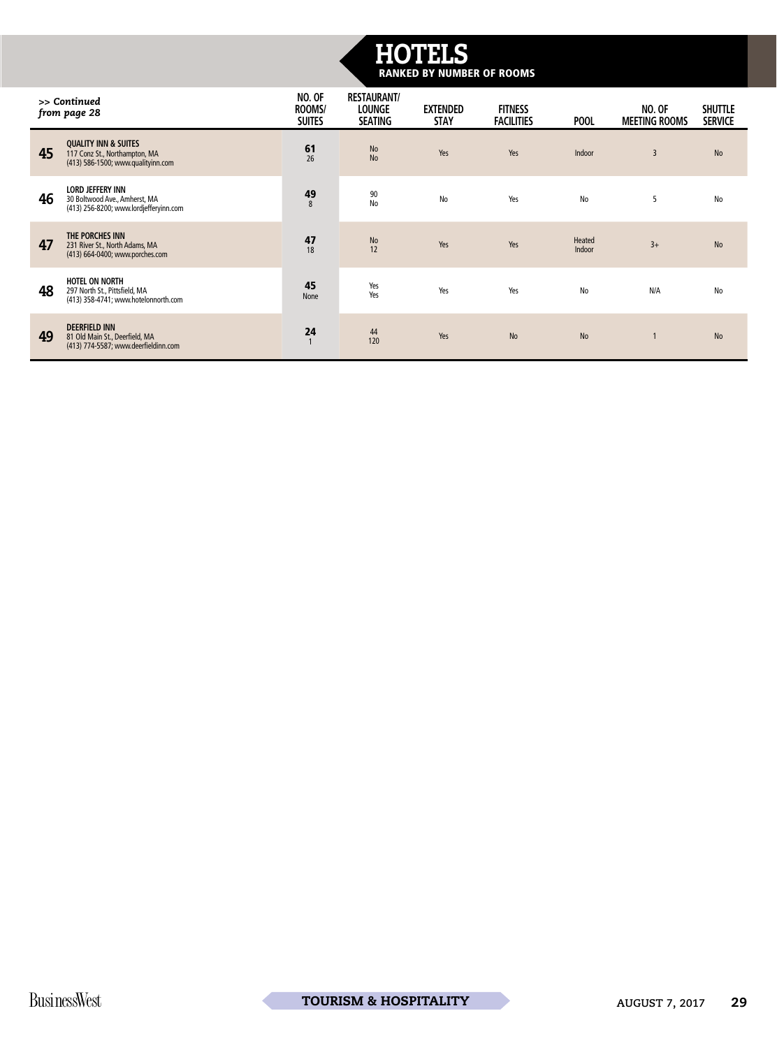# HOTELS

**RANKED BY NUMBER OF ROOMS**

*>> Continued from page 28*

| | | No. of Rooms/ Suites | Restaurant/ Lounge Seating | Extended Stay | Fitness Facilities | Pool | No. of Meeting Rooms | Shuttle Service |
|---|---|---|---|---|---|---|---|---|
| 45 | **QUALITY INN & SUITES** 117 Conz St., Northampton, MA (413) 586-1500; www.qualityinn.com | **61** 26 | No No | Yes | Yes | Indoor | 3 | No |
| 46 | **LORD JEFFERY INN** 30 Boltwood Ave., Amherst, MA (413) 256-8200; www.lordjefferyinn.com | **49** 8 | 90 No | No | Yes | No | 5 | No |
| 47 | **THE PORCHES INN** 231 River St., North Adams, MA (413) 664-0400; www.porches.com | **47** 18 | No 12 | Yes | Yes | Heated Indoor | 3+ | No |
| 48 | **HOTEL ON NORTH** 297 North St., Pittsfield, MA (413) 358-4741; www.hotelonnorth.com | **45** None | Yes Yes | Yes | Yes | No | N/A | No |
| 49 | **DEERFIELD INN** 81 Old Main St., Deerfield, MA (413) 774-5587; www.deerfieldinn.com | **24** 1 | 44 120 | Yes | No | No | 1 | No |